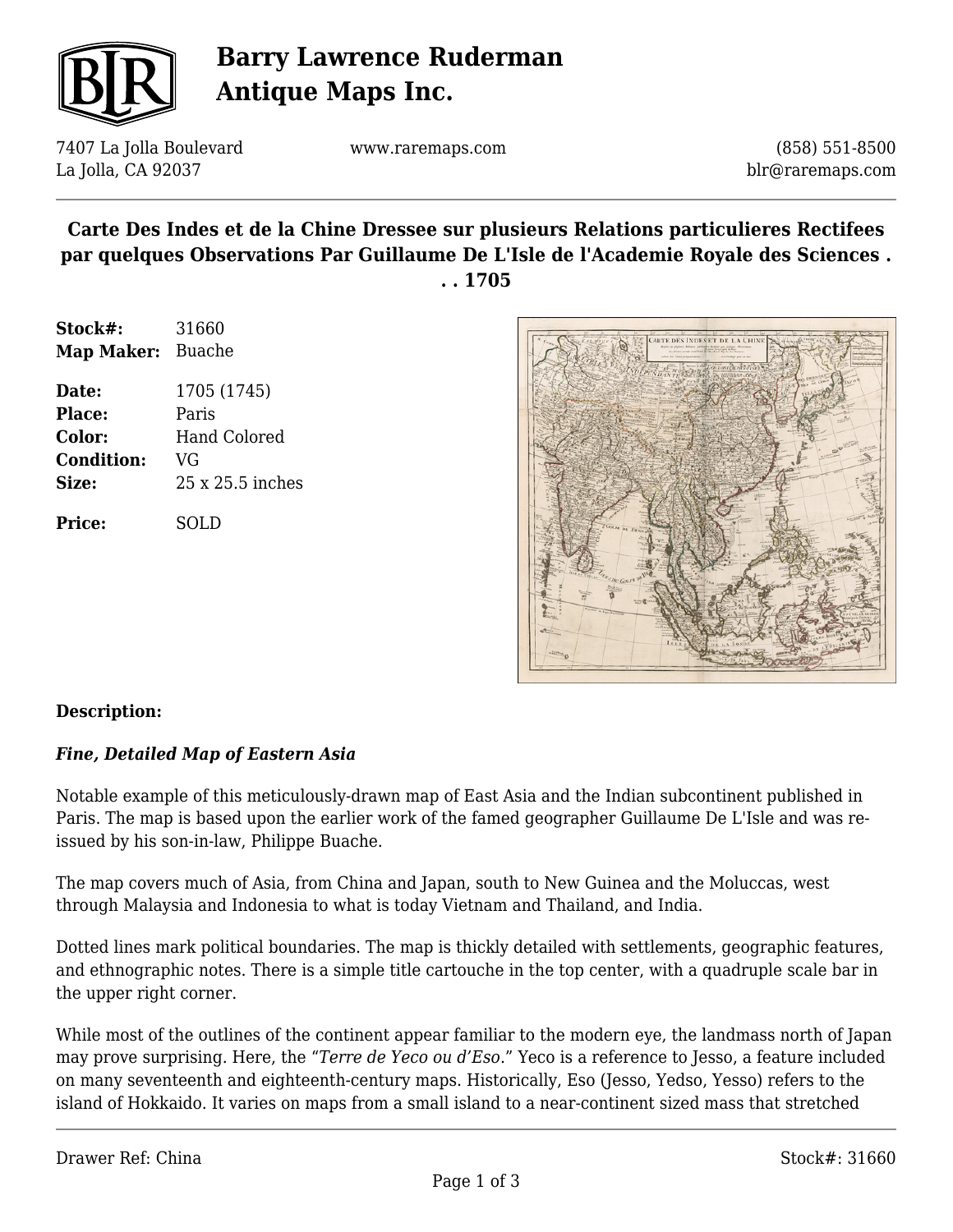# Barry Lawrence Ruderman Antique Maps Inc.

7407 La Jolla Boulevard
La Jolla, CA 92037

www.raremaps.com

(858) 551-8500
blr@raremaps.com

## Carte Des Indes et de la Chine Dressee sur plusieurs Relations particulieres Rectifees par quelques Observations Par Guillaume De L'Isle de l'Academie Royale des Sciences . . . 1705

| | |
|---|---|
| **Stock#:** | 31660 |
| **Map Maker:** | Buache |
| **Date:** | 1705 (1745) |
| **Place:** | Paris |
| **Color:** | Hand Colored |
| **Condition:** | VG |
| **Size:** | 25 x 25.5 inches |
| **Price:** | SOLD |

**Description:**

***Fine, Detailed Map of Eastern Asia***

Notable example of this meticulously-drawn map of East Asia and the Indian subcontinent published in Paris. The map is based upon the earlier work of the famed geographer Guillaume De L'Isle and was re-issued by his son-in-law, Philippe Buache.

The map covers much of Asia, from China and Japan, south to New Guinea and the Moluccas, west through Malaysia and Indonesia to what is today Vietnam and Thailand, and India.

Dotted lines mark political boundaries. The map is thickly detailed with settlements, geographic features, and ethnographic notes. There is a simple title cartouche in the top center, with a quadruple scale bar in the upper right corner.

While most of the outlines of the continent appear familiar to the modern eye, the landmass north of Japan may prove surprising. Here, the "*Terre de Yeco ou d'Eso*." Yeco is a reference to Jesso, a feature included on many seventeenth and eighteenth-century maps. Historically, Eso (Jesso, Yedso, Yesso) refers to the island of Hokkaido. It varies on maps from a small island to a near-continent sized mass that stretched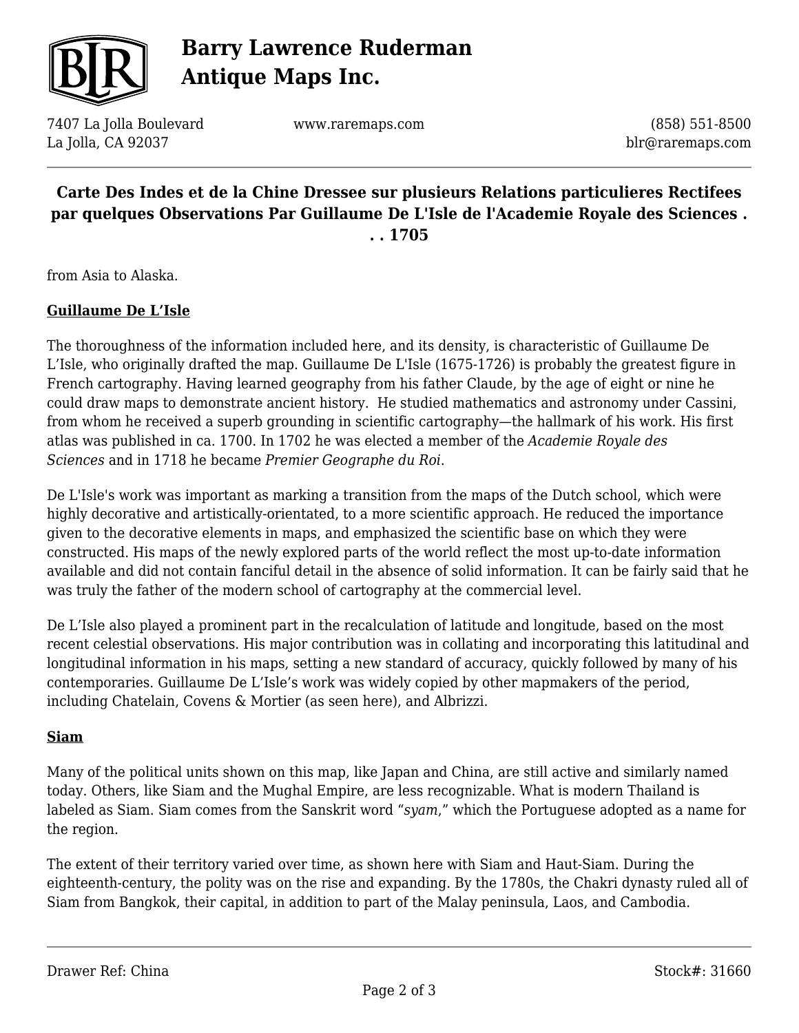from Asia to Alaska.

**Guillaume De L'Isle**

The thoroughness of the information included here, and its density, is characteristic of Guillaume De L'Isle, who originally drafted the map. Guillaume De L'Isle (1675-1726) is probably the greatest figure in French cartography. Having learned geography from his father Claude, by the age of eight or nine he could draw maps to demonstrate ancient history. He studied mathematics and astronomy under Cassini, from whom he received a superb grounding in scientific cartography—the hallmark of his work. His first atlas was published in ca. 1700. In 1702 he was elected a member of the *Academie Royale des Sciences* and in 1718 he became *Premier Geographe du Roi*.

De L'Isle's work was important as marking a transition from the maps of the Dutch school, which were highly decorative and artistically-orientated, to a more scientific approach. He reduced the importance given to the decorative elements in maps, and emphasized the scientific base on which they were constructed. His maps of the newly explored parts of the world reflect the most up-to-date information available and did not contain fanciful detail in the absence of solid information. It can be fairly said that he was truly the father of the modern school of cartography at the commercial level.

De L'Isle also played a prominent part in the recalculation of latitude and longitude, based on the most recent celestial observations. His major contribution was in collating and incorporating this latitudinal and longitudinal information in his maps, setting a new standard of accuracy, quickly followed by many of his contemporaries. Guillaume De L'Isle's work was widely copied by other mapmakers of the period, including Chatelain, Covens & Mortier (as seen here), and Albrizzi.

**Siam**

Many of the political units shown on this map, like Japan and China, are still active and similarly named today. Others, like Siam and the Mughal Empire, are less recognizable. What is modern Thailand is labeled as Siam. Siam comes from the Sanskrit word "*syam*," which the Portuguese adopted as a name for the region.

The extent of their territory varied over time, as shown here with Siam and Haut-Siam. During the eighteenth-century, the polity was on the rise and expanding. By the 1780s, the Chakri dynasty ruled all of Siam from Bangkok, their capital, in addition to part of the Malay peninsula, Laos, and Cambodia.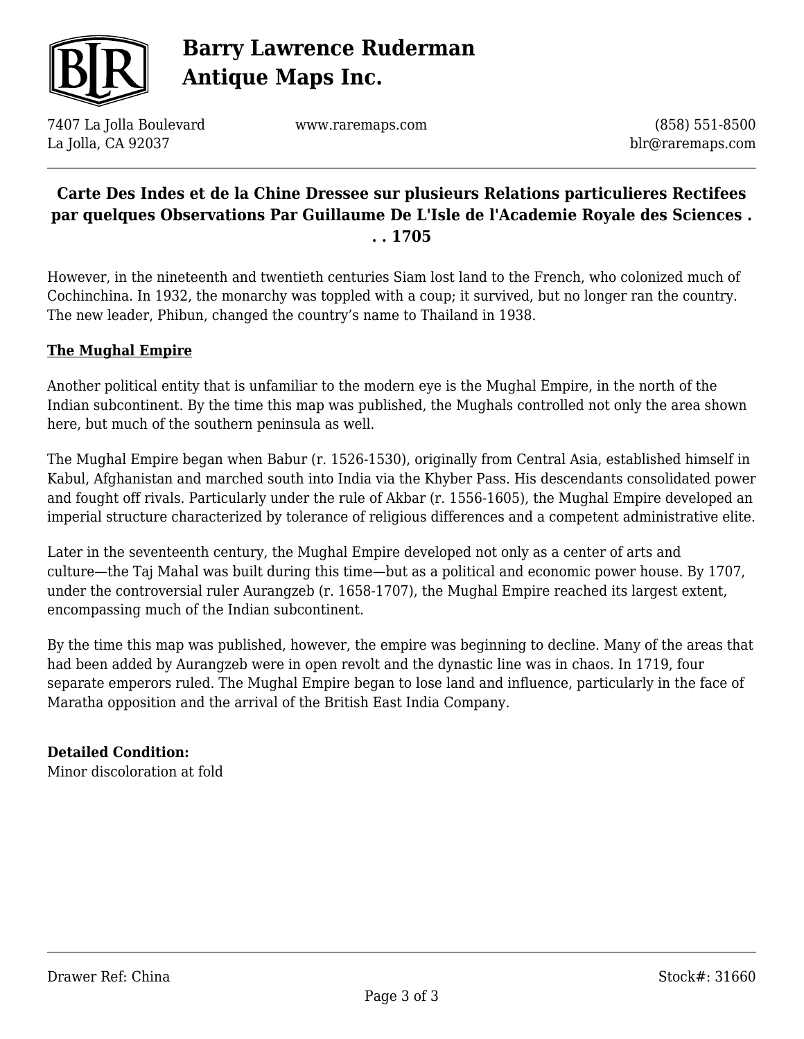However, in the nineteenth and twentieth centuries Siam lost land to the French, who colonized much of Cochinchina. In 1932, the monarchy was toppled with a coup; it survived, but no longer ran the country. The new leader, Phibun, changed the country's name to Thailand in 1938.

## The Mughal Empire

Another political entity that is unfamiliar to the modern eye is the Mughal Empire, in the north of the Indian subcontinent. By the time this map was published, the Mughals controlled not only the area shown here, but much of the southern peninsula as well.

The Mughal Empire began when Babur (r. 1526-1530), originally from Central Asia, established himself in Kabul, Afghanistan and marched south into India via the Khyber Pass. His descendants consolidated power and fought off rivals. Particularly under the rule of Akbar (r. 1556-1605), the Mughal Empire developed an imperial structure characterized by tolerance of religious differences and a competent administrative elite.

Later in the seventeenth century, the Mughal Empire developed not only as a center of arts and culture—the Taj Mahal was built during this time—but as a political and economic power house. By 1707, under the controversial ruler Aurangzeb (r. 1658-1707), the Mughal Empire reached its largest extent, encompassing much of the Indian subcontinent.

By the time this map was published, however, the empire was beginning to decline. Many of the areas that had been added by Aurangzeb were in open revolt and the dynastic line was in chaos. In 1719, four separate emperors ruled. The Mughal Empire began to lose land and influence, particularly in the face of Maratha opposition and the arrival of the British East India Company.

**Detailed Condition:**
Minor discoloration at fold